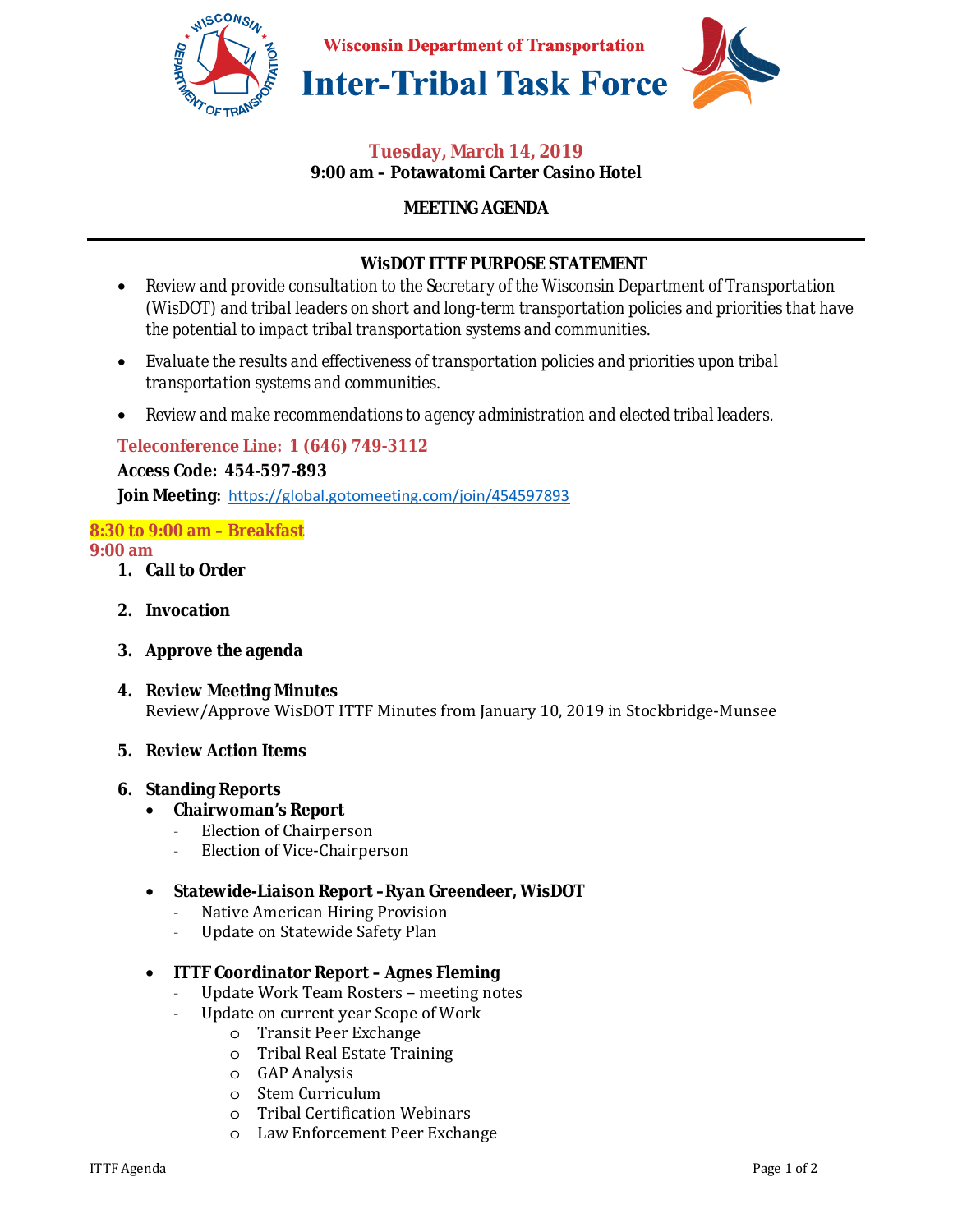Wisconsin Department of Transportation

# Inter-Tribal Task Force

**Tuesday, March 14, 2019**

**9:00 am – Potawatomi Carter Casino Hotel**

**MEETING AGENDA**

---

### WisDOT ITTF PURPOSE STATEMENT

- Review and provide consultation to the Secretary of the Wisconsin Department of Transportation (WisDOT) and tribal leaders on short and long-term transportation policies and priorities that have the potential to impact tribal transportation systems and communities.
- Evaluate the results and effectiveness of transportation policies and priorities upon tribal transportation systems and communities.
- Review and make recommendations to agency administration and elected tribal leaders.

**Teleconference Line: 1 (646) 749-3112**

**Access Code: 454-597-893**

**Join Meeting:** https://global.gotomeeting.com/join/454597893

**8:30 to 9:00 am – Breakfast**

**9:00 am**

1. **Call to Order**
2. **Invocation**
3. **Approve the agenda**
4. **Review Meeting Minutes**
   Review/Approve WisDOT ITTF Minutes from January 10, 2019 in Stockbridge-Munsee
5. **Review Action Items**
6. **Standing Reports**
   - **Chairwoman's Report**
     - Election of Chairperson
     - Election of Vice-Chairperson
   - **Statewide-Liaison Report – Ryan Greendeer, WisDOT**
     - Native American Hiring Provision
     - Update on Statewide Safety Plan
   - **ITTF Coordinator Report – Agnes Fleming**
     - Update Work Team Rosters – meeting notes
     - Update on current year Scope of Work
       - Transit Peer Exchange
       - Tribal Real Estate Training
       - GAP Analysis
       - Stem Curriculum
       - Tribal Certification Webinars
       - Law Enforcement Peer Exchange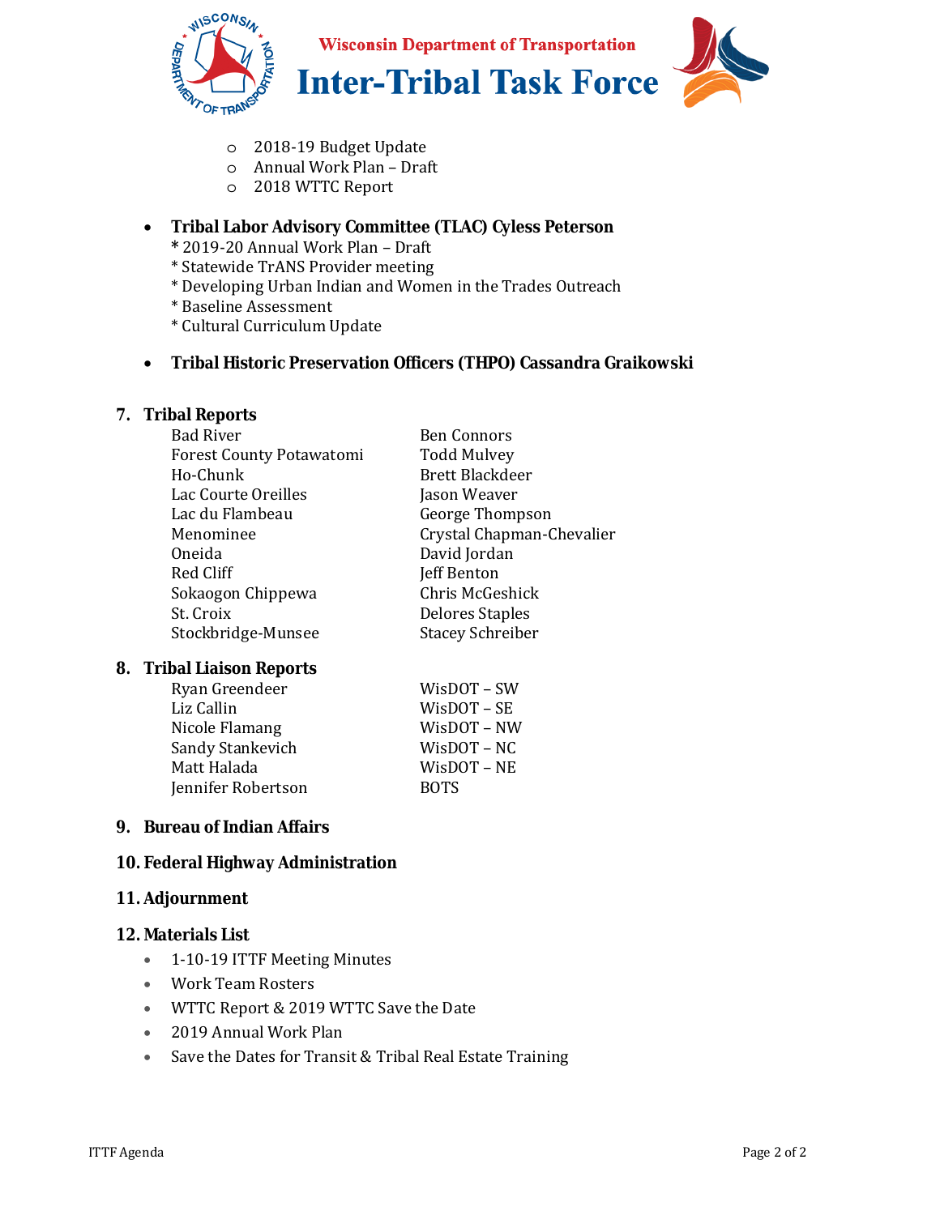- 2018-19 Budget Update
- Annual Work Plan – Draft
- 2018 WTTC Report

- **Tribal Labor Advisory Committee (TLAC) Cyless Peterson**
  * 2019-20 Annual Work Plan – Draft
  * Statewide TrANS Provider meeting
  * Developing Urban Indian and Women in the Trades Outreach
  * Baseline Assessment
  * Cultural Curriculum Update

- **Tribal Historic Preservation Officers (THPO) Cassandra Graikowski**

## 7. Tribal Reports

| | |
|---|---|
| Bad River | Ben Connors |
| Forest County Potawatomi | Todd Mulvey |
| Ho-Chunk | Brett Blackdeer |
| Lac Courte Oreilles | Jason Weaver |
| Lac du Flambeau | George Thompson |
| Menominee | Crystal Chapman-Chevalier |
| Oneida | David Jordan |
| Red Cliff | Jeff Benton |
| Sokaogon Chippewa | Chris McGeshick |
| St. Croix | Delores Staples |
| Stockbridge-Munsee | Stacey Schreiber |

## 8. Tribal Liaison Reports

| | |
|---|---|
| Ryan Greendeer | WisDOT – SW |
| Liz Callin | WisDOT – SE |
| Nicole Flamang | WisDOT – NW |
| Sandy Stankevich | WisDOT – NC |
| Matt Halada | WisDOT – NE |
| Jennifer Robertson | BOTS |

## 9. Bureau of Indian Affairs

## 10. Federal Highway Administration

## 11. Adjournment

## 12. Materials List

- 1-10-19 ITTF Meeting Minutes
- Work Team Rosters
- WTTC Report & 2019 WTTC Save the Date
- 2019 Annual Work Plan
- Save the Dates for Transit & Tribal Real Estate Training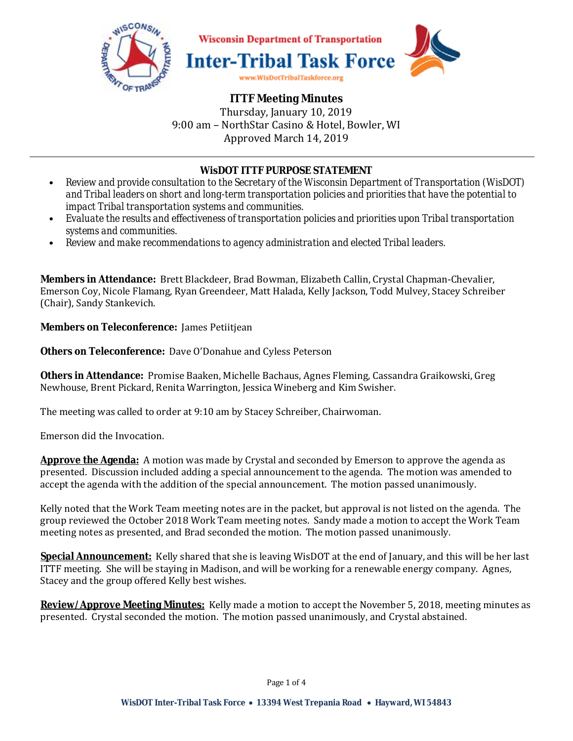Wisconsin Department of Transportation

# Inter-Tribal Task Force

www.WisDotTribalTaskforce.org

## ITTF Meeting Minutes

Thursday, January 10, 2019
9:00 am – NorthStar Casino & Hotel, Bowler, WI
Approved March 14, 2019

---

### WisDOT ITTF PURPOSE STATEMENT

- *Review and provide consultation to the Secretary of the Wisconsin Department of Transportation (WisDOT) and Tribal leaders on short and long-term transportation policies and priorities that have the potential to impact Tribal transportation systems and communities.*
- *Evaluate the results and effectiveness of transportation policies and priorities upon Tribal transportation systems and communities.*
- *Review and make recommendations to agency administration and elected Tribal leaders.*

**Members in Attendance:** Brett Blackdeer, Brad Bowman, Elizabeth Callin, Crystal Chapman-Chevalier, Emerson Coy, Nicole Flamang, Ryan Greendeer, Matt Halada, Kelly Jackson, Todd Mulvey, Stacey Schreiber (Chair), Sandy Stankevich.

**Members on Teleconference:** James Petiitjean

**Others on Teleconference:** Dave O'Donahue and Cyless Peterson

**Others in Attendance:** Promise Baaken, Michelle Bachaus, Agnes Fleming, Cassandra Graikowski, Greg Newhouse, Brent Pickard, Renita Warrington, Jessica Wineberg and Kim Swisher.

The meeting was called to order at 9:10 am by Stacey Schreiber, Chairwoman.

Emerson did the Invocation.

**Approve the Agenda:** A motion was made by Crystal and seconded by Emerson to approve the agenda as presented. Discussion included adding a special announcement to the agenda. The motion was amended to accept the agenda with the addition of the special announcement. The motion passed unanimously.

Kelly noted that the Work Team meeting notes are in the packet, but approval is not listed on the agenda. The group reviewed the October 2018 Work Team meeting notes. Sandy made a motion to accept the Work Team meeting notes as presented, and Brad seconded the motion. The motion passed unanimously.

**Special Announcement:** Kelly shared that she is leaving WisDOT at the end of January, and this will be her last ITTF meeting. She will be staying in Madison, and will be working for a renewable energy company. Agnes, Stacey and the group offered Kelly best wishes.

**Review/Approve Meeting Minutes:** Kelly made a motion to accept the November 5, 2018, meeting minutes as presented. Crystal seconded the motion. The motion passed unanimously, and Crystal abstained.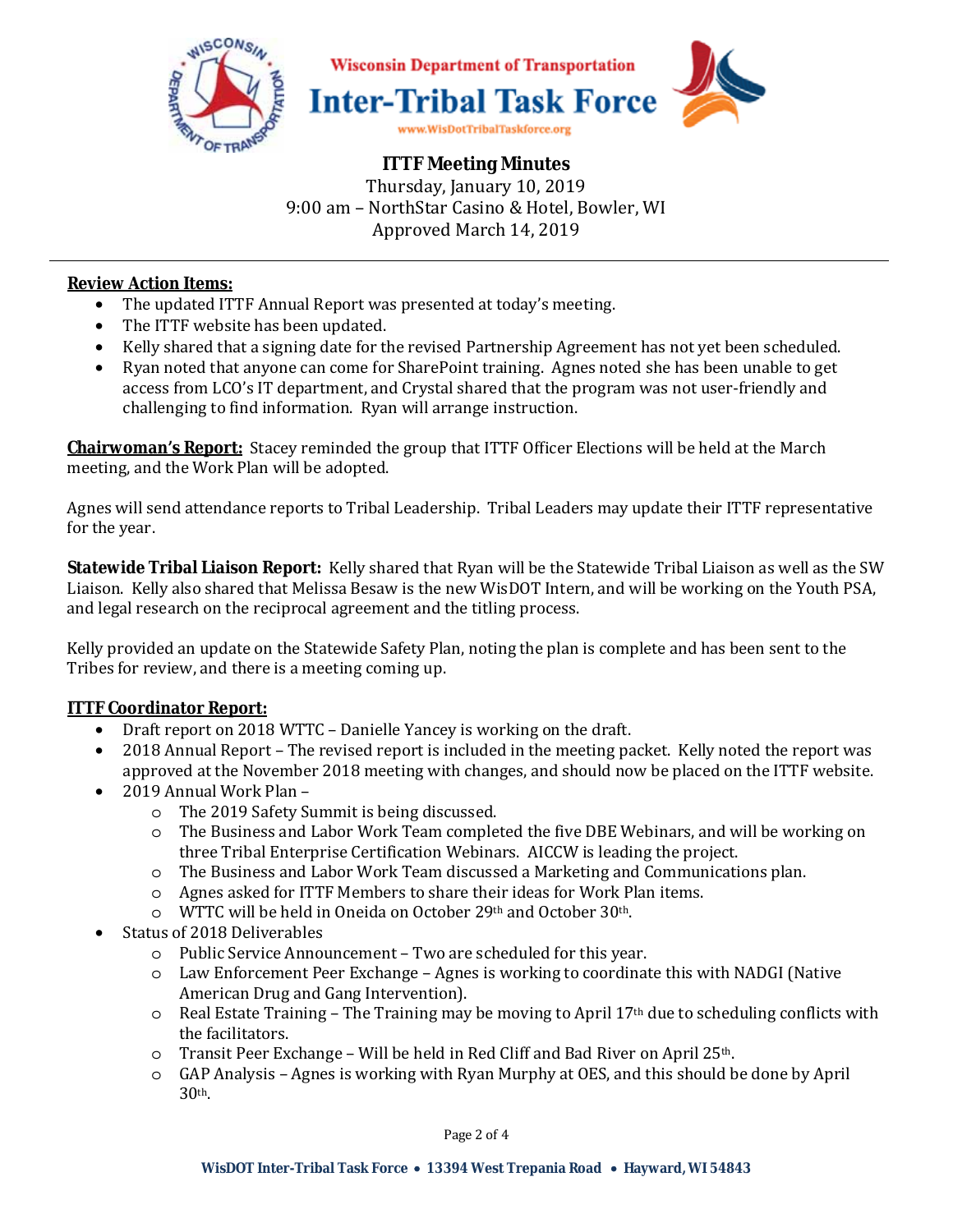# ITTF Meeting Minutes

Thursday, January 10, 2019
9:00 am – NorthStar Casino & Hotel, Bowler, WI
Approved March 14, 2019

---

**Review Action Items:**

- The updated ITTF Annual Report was presented at today's meeting.
- The ITTF website has been updated.
- Kelly shared that a signing date for the revised Partnership Agreement has not yet been scheduled.
- Ryan noted that anyone can come for SharePoint training. Agnes noted she has been unable to get access from LCO's IT department, and Crystal shared that the program was not user-friendly and challenging to find information. Ryan will arrange instruction.

**Chairwoman's Report:** Stacey reminded the group that ITTF Officer Elections will be held at the March meeting, and the Work Plan will be adopted.

Agnes will send attendance reports to Tribal Leadership. Tribal Leaders may update their ITTF representative for the year.

**Statewide Tribal Liaison Report:** Kelly shared that Ryan will be the Statewide Tribal Liaison as well as the SW Liaison. Kelly also shared that Melissa Besaw is the new WisDOT Intern, and will be working on the Youth PSA, and legal research on the reciprocal agreement and the titling process.

Kelly provided an update on the Statewide Safety Plan, noting the plan is complete and has been sent to the Tribes for review, and there is a meeting coming up.

**ITTF Coordinator Report:**

- Draft report on 2018 WTTC – Danielle Yancey is working on the draft.
- 2018 Annual Report – The revised report is included in the meeting packet. Kelly noted the report was approved at the November 2018 meeting with changes, and should now be placed on the ITTF website.
- 2019 Annual Work Plan –
  - The 2019 Safety Summit is being discussed.
  - The Business and Labor Work Team completed the five DBE Webinars, and will be working on three Tribal Enterprise Certification Webinars. AICCW is leading the project.
  - The Business and Labor Work Team discussed a Marketing and Communications plan.
  - Agnes asked for ITTF Members to share their ideas for Work Plan items.
  - WTTC will be held in Oneida on October 29th and October 30th.
- Status of 2018 Deliverables
  - Public Service Announcement – Two are scheduled for this year.
  - Law Enforcement Peer Exchange – Agnes is working to coordinate this with NADGI (Native American Drug and Gang Intervention).
  - Real Estate Training – The Training may be moving to April 17th due to scheduling conflicts with the facilitators.
  - Transit Peer Exchange – Will be held in Red Cliff and Bad River on April 25th.
  - GAP Analysis – Agnes is working with Ryan Murphy at OES, and this should be done by April 30th.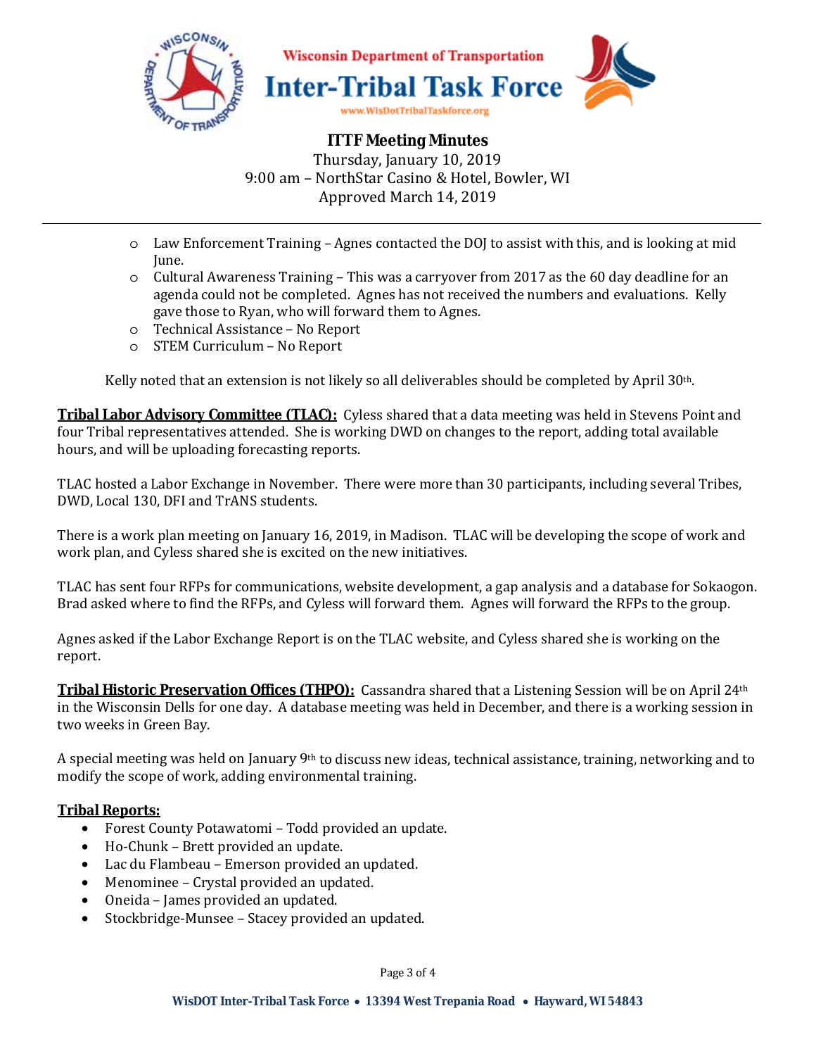- Law Enforcement Training – Agnes contacted the DOJ to assist with this, and is looking at mid June.
- Cultural Awareness Training – This was a carryover from 2017 as the 60 day deadline for an agenda could not be completed. Agnes has not received the numbers and evaluations. Kelly gave those to Ryan, who will forward them to Agnes.
- Technical Assistance – No Report
- STEM Curriculum – No Report

Kelly noted that an extension is not likely so all deliverables should be completed by April 30th.

**Tribal Labor Advisory Committee (TLAC):** Cyless shared that a data meeting was held in Stevens Point and four Tribal representatives attended. She is working DWD on changes to the report, adding total available hours, and will be uploading forecasting reports.

TLAC hosted a Labor Exchange in November. There were more than 30 participants, including several Tribes, DWD, Local 130, DFI and TrANS students.

There is a work plan meeting on January 16, 2019, in Madison. TLAC will be developing the scope of work and work plan, and Cyless shared she is excited on the new initiatives.

TLAC has sent four RFPs for communications, website development, a gap analysis and a database for Sokaogon. Brad asked where to find the RFPs, and Cyless will forward them. Agnes will forward the RFPs to the group.

Agnes asked if the Labor Exchange Report is on the TLAC website, and Cyless shared she is working on the report.

**Tribal Historic Preservation Offices (THPO):** Cassandra shared that a Listening Session will be on April 24th in the Wisconsin Dells for one day. A database meeting was held in December, and there is a working session in two weeks in Green Bay.

A special meeting was held on January 9th to discuss new ideas, technical assistance, training, networking and to modify the scope of work, adding environmental training.

**Tribal Reports:**

- Forest County Potawatomi – Todd provided an update.
- Ho-Chunk – Brett provided an update.
- Lac du Flambeau – Emerson provided an updated.
- Menominee – Crystal provided an updated.
- Oneida – James provided an updated.
- Stockbridge-Munsee – Stacey provided an updated.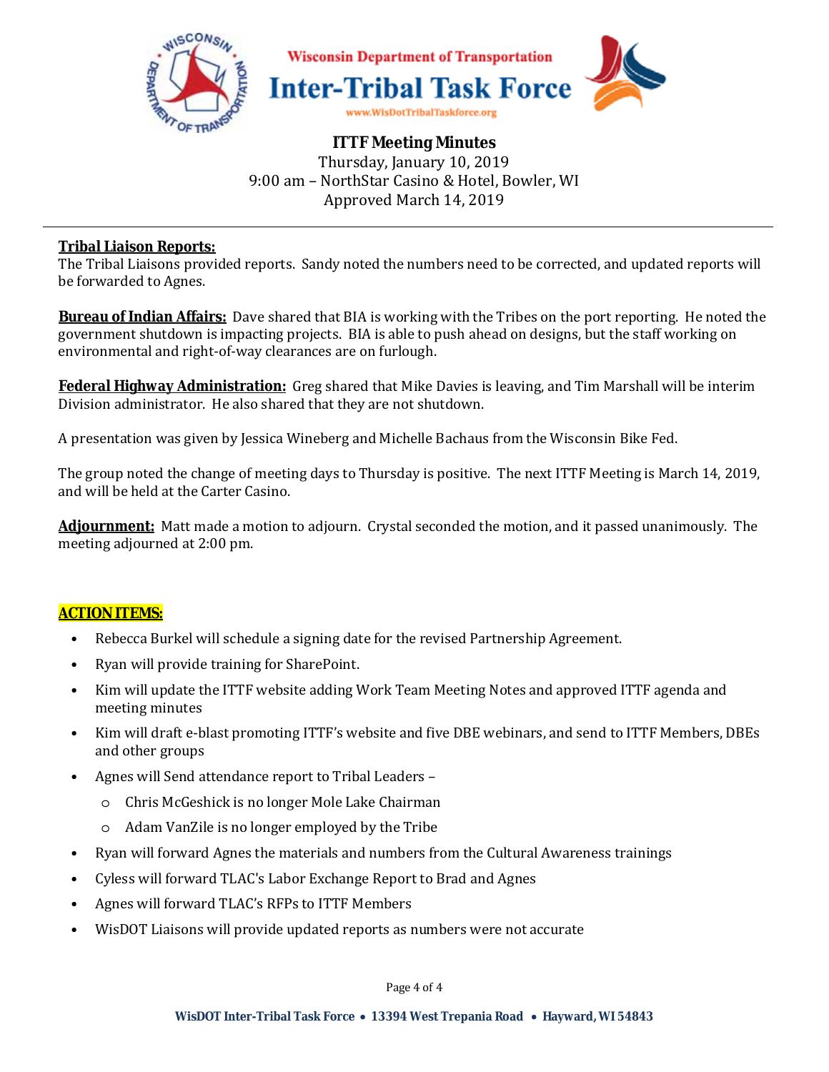# ITTF Meeting Minutes

Thursday, January 10, 2019
9:00 am – NorthStar Casino & Hotel, Bowler, WI
Approved March 14, 2019

---

**Tribal Liaison Reports:**
The Tribal Liaisons provided reports. Sandy noted the numbers need to be corrected, and updated reports will be forwarded to Agnes.

**Bureau of Indian Affairs:** Dave shared that BIA is working with the Tribes on the port reporting. He noted the government shutdown is impacting projects. BIA is able to push ahead on designs, but the staff working on environmental and right-of-way clearances are on furlough.

**Federal Highway Administration:** Greg shared that Mike Davies is leaving, and Tim Marshall will be interim Division administrator. He also shared that they are not shutdown.

A presentation was given by Jessica Wineberg and Michelle Bachaus from the Wisconsin Bike Fed.

The group noted the change of meeting days to Thursday is positive. The next ITTF Meeting is March 14, 2019, and will be held at the Carter Casino.

**Adjournment:** Matt made a motion to adjourn. Crystal seconded the motion, and it passed unanimously. The meeting adjourned at 2:00 pm.

**ACTION ITEMS:**

- Rebecca Burkel will schedule a signing date for the revised Partnership Agreement.
- Ryan will provide training for SharePoint.
- Kim will update the ITTF website adding Work Team Meeting Notes and approved ITTF agenda and meeting minutes
- Kim will draft e-blast promoting ITTF's website and five DBE webinars, and send to ITTF Members, DBEs and other groups
- Agnes will Send attendance report to Tribal Leaders –
  - Chris McGeshick is no longer Mole Lake Chairman
  - Adam VanZile is no longer employed by the Tribe
- Ryan will forward Agnes the materials and numbers from the Cultural Awareness trainings
- Cyless will forward TLAC's Labor Exchange Report to Brad and Agnes
- Agnes will forward TLAC's RFPs to ITTF Members
- WisDOT Liaisons will provide updated reports as numbers were not accurate